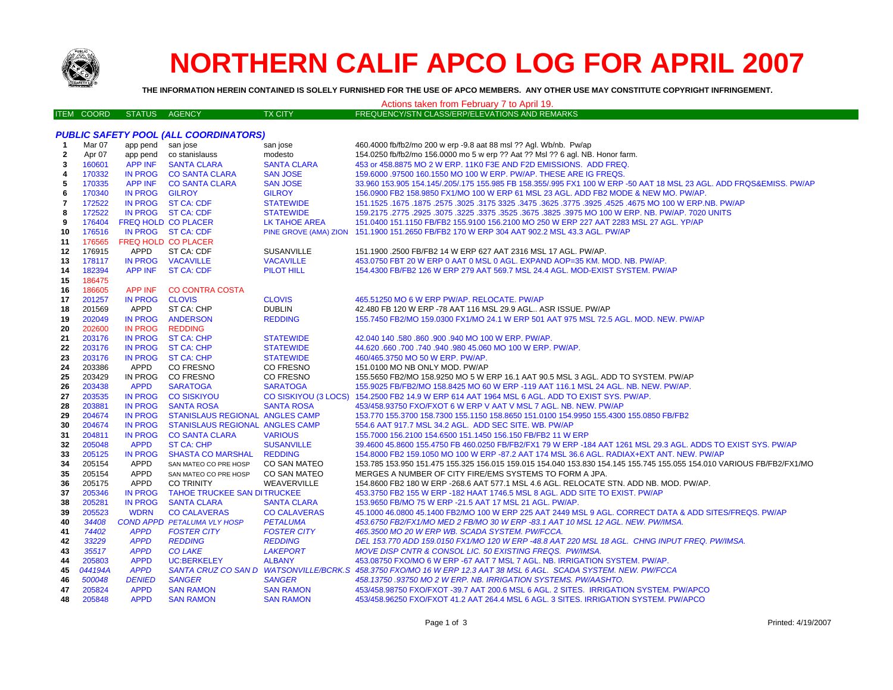# NORTHERN CALIF APCO LOG FOR APRIL 2007

**THE INFORMATION HEREIN CONTAINED IS SOLELY FURNISHED FOR THE USE OF APCO MEMBERS. ANY OTHER USE MAY CONSTITUTE COPYRIGHT INFRINGEMENT.**

Actions taken from February 7 to April 19.

| ITEM | COORD | STATUS | AGENCY | TX CITY | FREQUENCY/STN CLASS/ERP/ELEVATIONS AND REMARKS |
|---|---|---|---|---|---|
| | | | ***PUBLIC SAFETY POOL (ALL COORDINATORS)*** | | |
| 1 | Mar 07 | app pend | san jose | san jose | 460.4000 fb/fb2/mo 200 w erp -9.8 aat 88 msl ?? Agl. Wb/nb. Pw/ap |
| 2 | Apr 07 | app pend | co stanislauss | modesto | 154.0250 fb/fb2/mo 156.0000 mo 5 w erp ?? Aat ?? Msl ?? 6 agl. NB. Honor farm. |
| 3 | 160601 | APP INF | SANTA CLARA | SANTA CLARA | 453 or 458.8875 MO 2 W ERP. 11K0 F3E AND F2D EMISSIONS. ADD FREQ. |
| 4 | 170332 | IN PROG | CO SANTA CLARA | SAN JOSE | 159.6000 .97500 160.1550 MO 100 W ERP. PW/AP. THESE ARE IG FREQS. |
| 5 | 170335 | APP INF | CO SANTA CLARA | SAN JOSE | 33.960 153.905 154.145/.205/.175 155.985 FB 158.355/.995 FX1 100 W ERP -50 AAT 18 MSL 23 AGL. ADD FRQS&EMISS. PW/AP |
| 6 | 170340 | IN PROG | GILROY | GILROY | 156.0900 FB2 158.9850 FX1/MO 100 W ERP 61 MSL 23 AGL. ADD FB2 MODE & NEW MO. PW/AP. |
| 7 | 172522 | IN PROG | ST CA: CDF | STATEWIDE | 151.1525 .1675 .1875 .2575 .3025 .3175 3325 .3475 .3625 .3775 .3925 .4525 .4675 MO 100 W ERP.NB. PW/AP |
| 8 | 172522 | IN PROG | ST CA: CDF | STATEWIDE | 159.2175 .2775 .2925 .3075 .3225 .3375 .3525 .3675 .3825 .3975 MO 100 W ERP. NB. PW/AP. 7020 UNITS |
| 9 | 176404 | FREQ HOLD | CO PLACER | LK TAHOE AREA | 151.0400 151.1150 FB/FB2 155.9100 156.2100 MO 250 W ERP 227 AAT 2283 MSL 27 AGL. YP/AP |
| 10 | 176516 | IN PROG | ST CA: CDF | PINE GROVE (AMA) ZION | 151.1900 151.2650 FB/FB2 170 W ERP 304 AAT 902.2 MSL 43.3 AGL. PW/AP |
| 11 | 176565 | FREQ HOLD | CO PLACER | | |
| 12 | 176915 | APPD | ST CA: CDF | SUSANVILLE | 151.1900 .2500 FB/FB2 14 W ERP 627 AAT 2316 MSL 17 AGL. PW/AP. |
| 13 | 178117 | IN PROG | VACAVILLE | VACAVILLE | 453.0750 FBT 20 W ERP 0 AAT 0 MSL 0 AGL. EXPAND AOP=35 KM. MOD. NB. PW/AP. |
| 14 | 182394 | APP INF | ST CA: CDF | PILOT HILL | 154.4300 FB/FB2 126 W ERP 279 AAT 569.7 MSL 24.4 AGL. MOD-EXIST SYSTEM. PW/AP |
| 15 | 186475 | | | | |
| 16 | 186605 | APP INF | CO CONTRA COSTA | | |
| 17 | 201257 | IN PROG | CLOVIS | CLOVIS | 465.51250 MO 6 W ERP PW/AP. RELOCATE. PW/AP |
| 18 | 201569 | APPD | ST CA: CHP | DUBLIN | 42.480 FB 120 W ERP -78 AAT 116 MSL 29.9 AGL.. ASR ISSUE. PW/AP |
| 19 | 202049 | IN PROG | ANDERSON | REDDING | 155.7450 FB2/MO 159.0300 FX1/MO 24.1 W ERP 501 AAT 975 MSL 72.5 AGL. MOD. NEW. PW/AP |
| 20 | 202600 | IN PROG | REDDING | | |
| 21 | 203176 | IN PROG | ST CA: CHP | STATEWIDE | 42.040 140 .580 .860 .900 .940 MO 100 W ERP. PW/AP. |
| 22 | 203176 | IN PROG | ST CA: CHP | STATEWIDE | 44.620 .660 .700 .740 .940 .980 45.060 MO 100 W ERP. PW/AP. |
| 23 | 203176 | IN PROG | ST CA: CHP | STATEWIDE | 460/465.3750 MO 50 W ERP. PW/AP. |
| 24 | 203386 | APPD | CO FRESNO | CO FRESNO | 151.0100 MO NB ONLY MOD. PW/AP |
| 25 | 203429 | IN PROG | CO FRESNO | CO FRESNO | 155.5650 FB2/MO 158.9250 MO 5 W ERP 16.1 AAT 90.5 MSL 3 AGL. ADD TO SYSTEM. PW/AP |
| 26 | 203438 | APPD | SARATOGA | SARATOGA | 155.9025 FB/FB2/MO 158.8425 MO 60 W ERP -119 AAT 116.1 MSL 24 AGL. NB. NEW. PW/AP. |
| 27 | 203535 | IN PROG | CO SISKIYOU | CO SISKIYOU (3 LOCS) | 154.2500 FB2 14.9 W ERP 614 AAT 1964 MSL 6 AGL. ADD TO EXIST SYS. PW/AP. |
| 28 | 203881 | IN PROG | SANTA ROSA | SANTA ROSA | 453/458.93750 FXO/FXOT 6 W ERP V AAT V MSL 7 AGL. NB. NEW. PW/AP |
| 29 | 204674 | IN PROG | STANISLAUS REGIONAL | ANGLES CAMP | 153.770 155.3700 158.7300 155.1150 158.8650 151.0100 154.9950 155.4300 155.0850 FB/FB2 |
| 30 | 204674 | IN PROG | STANISLAUS REGIONAL | ANGLES CAMP | 554.6 AAT 917.7 MSL 34.2 AGL. ADD SEC SITE. WB. PW/AP |
| 31 | 204811 | IN PROG | CO SANTA CLARA | VARIOUS | 155.7000 156.2100 154.6500 151.1450 156.150 FB/FB2 11 W ERP |
| 32 | 205048 | APPD | ST CA: CHP | SUSANVILLE | 39.4600 45.8600 155.4750 FB 460.0250 FB/FB2/FX1 79 W ERP -184 AAT 1261 MSL 29.3 AGL. ADDS TO EXIST SYS. PW/AP |
| 33 | 205125 | IN PROG | SHASTA CO MARSHAL | REDDING | 154.8000 FB2 159.1050 MO 100 W ERP -87.2 AAT 174 MSL 36.6 AGL. RADIAX+EXT ANT. NEW. PW/AP |
| 34 | 205154 | APPD | SAN MATEO CO PRE HOSP | CO SAN MATEO | 153.785 153.950 151.475 155.325 156.015 159.015 154.040 153.830 154.145 155.745 155.055 154.010 VARIOUS FB/FB2/FX1/MO |
| 35 | 205154 | APPD | SAN MATEO CO PRE HOSP | CO SAN MATEO | MERGES A NUMBER OF CITY FIRE/EMS SYSTEMS TO FORM A JPA. |
| 36 | 205175 | APPD | CO TRINITY | WEAVERVILLE | 154.8600 FB2 180 W ERP -268.6 AAT 577.1 MSL 4.6 AGL. RELOCATE STN. ADD NB. MOD. PW/AP. |
| 37 | 205346 | IN PROG | TAHOE TRUCKEE SAN DI | TRUCKEE | 453.3750 FB2 155 W ERP -182 HAAT 1746.5 MSL 8 AGL. ADD SITE TO EXIST. PW/AP |
| 38 | 205281 | IN PROG | SANTA CLARA | SANTA CLARA | 153.9650 FB/MO 75 W ERP -21.5 AAT 17 MSL 21 AGL. PW/AP. |
| 39 | 205523 | WDRN | CO CALAVERAS | CO CALAVERAS | 45.1000 46.0800 45.1400 FB2/MO 100 W ERP 225 AAT 2449 MSL 9 AGL. CORRECT DATA & ADD SITES/FREQS. PW/AP |
| 40 | *34408* | *COND APPD* | *PETALUMA VLY HOSP* | *PETALUMA* | *453.6750 FB2/FX1/MO MED 2 FB/MO 30 W ERP -83.1 AAT 10 MSL 12 AGL. NEW. PW/IMSA.* |
| 41 | *74402* | *APPD* | *FOSTER CITY* | *FOSTER CITY* | *465.3500 MO 20 W ERP WB. SCADA SYSTEM. PW/FCCA.* |
| 42 | *33229* | *APPD* | *REDDING* | *REDDING* | *DEL 153.770 ADD 159.0150 FX1/MO 120 W ERP -48.8 AAT 220 MSL 18 AGL. CHNG INPUT FREQ. PW/IMSA.* |
| 43 | *35517* | *APPD* | *CO LAKE* | *LAKEPORT* | *MOVE DISP CNTR & CONSOL LIC. 50 EXISTING FREQS. PW/IMSA.* |
| 44 | 205803 | APPD | UC:BERKELEY | ALBANY | 453.08750 FXO/MO 6 W ERP -67 AAT 7 MSL 7 AGL. NB. IRRIGATION SYSTEM. PW/AP. |
| 45 | *044194A* | *APPD* | *SANTA CRUZ CO SAN D* | *WATSONVILLE/BCRK.S* | *458.3750 FXO/MO 16 W ERP 12.3 AAT 38 MSL 6 AGL. SCADA SYSTEM. NEW. PW/FCCA* |
| 46 | *500048* | *DENIED* | *SANGER* | *SANGER* | *458.13750 .93750 MO 2 W ERP. NB. IRRIGATION SYSTEMS. PW/AASHTO.* |
| 47 | 205824 | APPD | SAN RAMON | SAN RAMON | 453/458.98750 FXO/FXOT -39.7 AAT 200.6 MSL 6 AGL. 2 SITES. IRRIGATION SYSTEM. PW/APCO |
| 48 | 205848 | APPD | SAN RAMON | SAN RAMON | 453/458.96250 FXO/FXOT 41.2 AAT 264.4 MSL 6 AGL. 3 SITES. IRRIGATION SYSTEM. PW/APCO |

Printed: 4/19/2007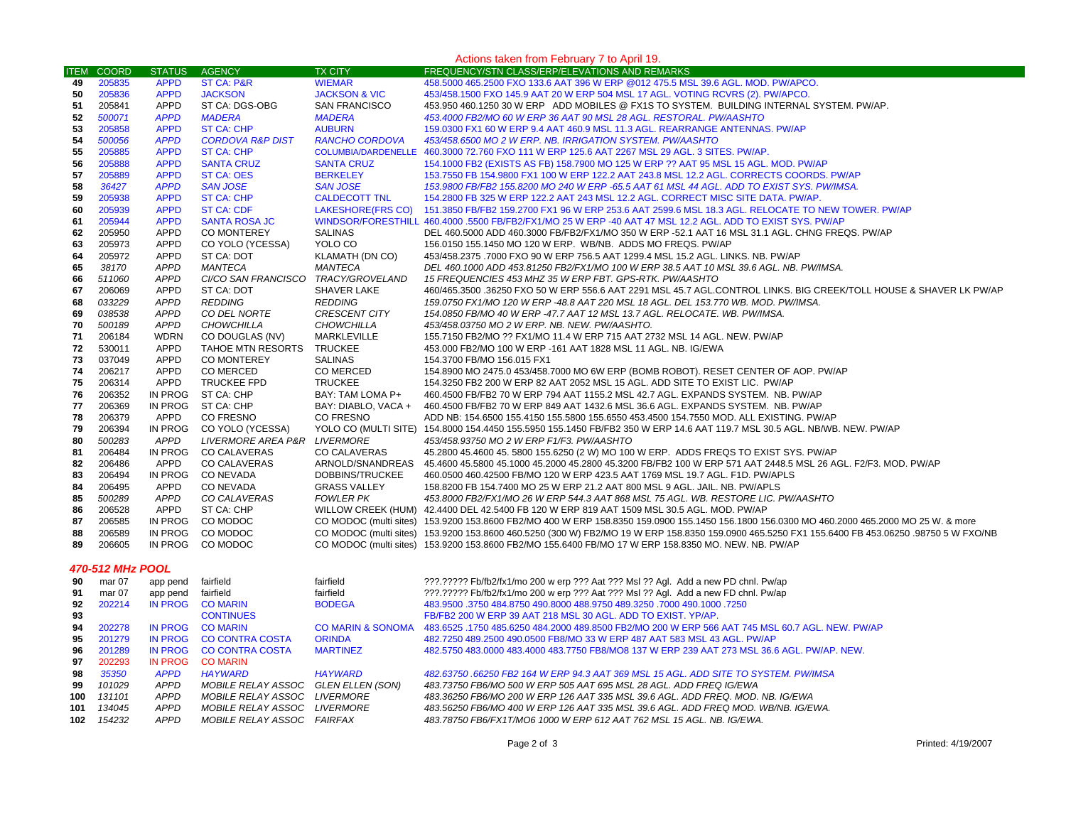Actions taken from February 7 to April 19.

| ITEM | COORD | STATUS | AGENCY | TX CITY | FREQUENCY/STN CLASS/ERP/ELEVATIONS AND REMARKS |
|---|---|---|---|---|---|
| 49 | 205835 | APPD | ST CA: P&R | WIEMAR | 458.5000 465.2500 FXO 133.6 AAT 396 W ERP @012 475.5 MSL 39.6 AGL. MOD. PW/APCO. |
| 50 | 205836 | APPD | JACKSON | JACKSON & VIC | 453/458.1500 FXO 145.9 AAT 20 W ERP 504 MSL 17 AGL. VOTING RCVRS (2). PW/APCO. |
| 51 | 205841 | APPD | ST CA: DGS-OBG | SAN FRANCISCO | 453.950 460.1250 30 W ERP ADD MOBILES @ FX1S TO SYSTEM. BUILDING INTERNAL SYSTEM. PW/AP. |
| 52 | 500071 | APPD | MADERA | MADERA | 453.4000 FB2/MO 60 W ERP 36 AAT 90 MSL 28 AGL. RESTORAL. PW/AASHTO |
| 53 | 205858 | APPD | ST CA: CHP | AUBURN | 159.0300 FX1 60 W ERP 9.4 AAT 460.9 MSL 11.3 AGL. REARRANGE ANTENNAS. PW/AP |
| 54 | 500056 | APPD | CORDOVA R&P DIST | RANCHO CORDOVA | 453/458.6500 MO 2 W ERP. NB. IRRIGATION SYSTEM. PW/AASHTO |
| 55 | 205885 | APPD | ST CA: CHP | COLUMBIA/DARDENELLE | 460.3000 72.760 FXO 111 W ERP 125.6 AAT 2267 MSL 29 AGL. 3 SITES. PW/AP. |
| 56 | 205888 | APPD | SANTA CRUZ | SANTA CRUZ | 154.1000 FB2 (EXISTS AS FB) 158.7900 MO 125 W ERP ?? AAT 95 MSL 15 AGL. MOD. PW/AP |
| 57 | 205889 | APPD | ST CA: OES | BERKELEY | 153.7550 FB 154.9800 FX1 100 W ERP 122.2 AAT 243.8 MSL 12.2 AGL. CORRECTS COORDS. PW/AP |
| 58 | 36427 | APPD | SAN JOSE | SAN JOSE | 153.9800 FB/FB2 155.8200 MO 240 W ERP -65.5 AAT 61 MSL 44 AGL. ADD TO EXIST SYS. PW/IMSA. |
| 59 | 205938 | APPD | ST CA: CHP | CALDECOTT TNL | 154.2800 FB 325 W ERP 122.2 AAT 243 MSL 12.2 AGL. CORRECT MISC SITE DATA. PW/AP. |
| 60 | 205939 | APPD | ST CA: CDF | LAKESHORE(FRS CO) | 151.3850 FB/FB2 159.2700 FX1 96 W ERP 253.6 AAT 2599.6 MSL 18.3 AGL. RELOCATE TO NEW TOWER. PW/AP |
| 61 | 205944 | APPD | SANTA ROSA JC | WINDSOR/FORESTHILL | 460.4000 .5500 FB/FB2/FX1/MO 25 W ERP -40 AAT 47 MSL 12.2 AGL. ADD TO EXIST SYS. PW/AP |
| 62 | 205950 | APPD | CO MONTEREY | SALINAS | DEL 460.5000 ADD 460.3000 FB/FB2/FX1/MO 350 W ERP -52.1 AAT 16 MSL 31.1 AGL. CHNG FREQS. PW/AP |
| 63 | 205973 | APPD | CO YOLO (YCESSA) | YOLO CO | 156.0150 155.1450 MO 120 W ERP. WB/NB. ADDS MO FREQS. PW/AP |
| 64 | 205972 | APPD | ST CA: DOT | KLAMATH (DN CO) | 453/458.2375 .7000 FXO 90 W ERP 756.5 AAT 1299.4 MSL 15.2 AGL. LINKS. NB. PW/AP |
| 65 | 38170 | APPD | MANTECA | MANTECA | DEL 460.1000 ADD 453.81250 FB2/FX1/MO 100 W ERP 38.5 AAT 10 MSL 39.6 AGL. NB. PW/IMSA. |
| 66 | 511060 | APPD | CI/CO SAN FRANCISCO | TRACY/GROVELAND | 15 FREQUENCIES 453 MHZ 35 W ERP FBT. GPS-RTK. PW/AASHTO |
| 67 | 206069 | APPD | ST CA: DOT | SHAVER LAKE | 460/465.3500 .36250 FXO 50 W ERP 556.6 AAT 2291 MSL 45.7 AGL.CONTROL LINKS. BIG CREEK/TOLL HOUSE & SHAVER LK PW/AP |
| 68 | 033229 | APPD | REDDING | REDDING | 159.0750 FX1/MO 120 W ERP -48.8 AAT 220 MSL 18 AGL. DEL 153.770 WB. MOD. PW/IMSA. |
| 69 | 038538 | APPD | CO DEL NORTE | CRESCENT CITY | 154.0850 FB/MO 40 W ERP -47.7 AAT 12 MSL 13.7 AGL. RELOCATE. WB. PW/IMSA. |
| 70 | 500189 | APPD | CHOWCHILLA | CHOWCHILLA | 453/458.03750 MO 2 W ERP. NB. NEW. PW/AASHTO. |
| 71 | 206184 | WDRN | CO DOUGLAS (NV) | MARKLEVILLE | 155.7150 FB2/MO ?? FX1/MO 11.4 W ERP 715 AAT 2732 MSL 14 AGL. NEW. PW/AP |
| 72 | 530011 | APPD | TAHOE MTN RESORTS | TRUCKEE | 453.000 FB2/MO 100 W ERP -161 AAT 1828 MSL 11 AGL. NB. IG/EWA |
| 73 | 037049 | APPD | CO MONTEREY | SALINAS | 154.3700 FB/MO 156.015 FX1 |
| 74 | 206217 | APPD | CO MERCED | CO MERCED | 154.8900 MO 2475.0 453/458.7000 MO 6W ERP (BOMB ROBOT). RESET CENTER OF AOP. PW/AP |
| 75 | 206314 | APPD | TRUCKEE FPD | TRUCKEE | 154.3250 FB2 200 W ERP 82 AAT 2052 MSL 15 AGL. ADD SITE TO EXIST LIC. PW/AP |
| 76 | 206352 | IN PROG | ST CA: CHP | BAY: TAM LOMA P+ | 460.4500 FB/FB2 70 W ERP 794 AAT 1155.2 MSL 42.7 AGL. EXPANDS SYSTEM. NB. PW/AP |
| 77 | 206369 | IN PROG | ST CA: CHP | BAY: DIABLO, VACA + | 460.4500 FB/FB2 70 W ERP 849 AAT 1432.6 MSL 36.6 AGL. EXPANDS SYSTEM. NB. PW/AP |
| 78 | 206379 | APPD | CO FRESNO | CO FRESNO | ADD NB: 154.6500 155.4150 155.5800 155.6550 453.4500 154.7550 MOD. ALL EXISTING. PW/AP |
| 79 | 206394 | IN PROG | CO YOLO (YCESSA) | YOLO CO (MULTI SITE) | 154.8000 154.4450 155.5950 155.1450 FB/FB2 350 W ERP 14.6 AAT 119.7 MSL 30.5 AGL. NB/WB. NEW. PW/AP |
| 80 | 500283 | APPD | LIVERMORE AREA P&R | LIVERMORE | 453/458.93750 MO 2 W ERP F1/F3. PW/AASHTO |
| 81 | 206484 | IN PROG | CO CALAVERAS | CO CALAVERAS | 45.2800 45.4600 45. 5800 155.6250 (2 W) MO 100 W ERP. ADDS FREQS TO EXIST SYS. PW/AP |
| 82 | 206486 | APPD | CO CALAVERAS | ARNOLD/SNANDREAS | 45.4600 45.5800 45.1000 45.2000 45.2800 45.3200 FB/FB2 100 W ERP 571 AAT 2448.5 MSL 26 AGL. F2/F3. MOD. PW/AP |
| 83 | 206494 | IN PROG | CO NEVADA | DOBBINS/TRUCKEE | 460.0500 460.42500 FB/MO 120 W ERP 423.5 AAT 1769 MSL 19.7 AGL. F1D. PW/APLS |
| 84 | 206495 | APPD | CO NEVADA | GRASS VALLEY | 158.8200 FB 154.7400 MO 25 W ERP 21.2 AAT 800 MSL 9 AGL. JAIL. NB. PW/APLS |
| 85 | 500289 | APPD | CO CALAVERAS | FOWLER PK | 453.8000 FB2/FX1/MO 26 W ERP 544.3 AAT 868 MSL 75 AGL. WB. RESTORE LIC. PW/AASHTO |
| 86 | 206528 | APPD | ST CA: CHP | WILLOW CREEK (HUM) | 42.4400 DEL 42.5400 FB 120 W ERP 819 AAT 1509 MSL 30.5 AGL. MOD. PW/AP |
| 87 | 206585 | IN PROG | CO MODOC | CO MODOC (multi sites) | 153.9200 153.8600 FB2/MO 400 W ERP 158.8350 159.0900 155.1450 156.1800 156.0300 MO 460.2000 465.2000 MO 25 W. & more |
| 88 | 206589 | IN PROG | CO MODOC | CO MODOC (multi sites) | 153.9200 153.8600 460.5250 (300 W) FB2/MO 19 W ERP 158.8350 159.0900 465.5250 FX1 155.6400 FB 453.06250 .98750 5 W FXO/NB |
| 89 | 206605 | IN PROG | CO MODOC | CO MODOC (multi sites) | 153.9200 153.8600 FB2/MO 155.6400 FB/MO 17 W ERP 158.8350 MO. NEW. NB. PW/AP |

### *470-512 MHz POOL*

| ITEM | COORD | STATUS | AGENCY | TX CITY | FREQUENCY/STN CLASS/ERP/ELEVATIONS AND REMARKS |
|---|---|---|---|---|---|
| 90 | mar 07 | app pend | fairfield | fairfield | ???.????? Fb/fb2/fx1/mo 200 w erp ??? Aat ??? Msl ?? Agl. Add a new PD chnl. Pw/ap |
| 91 | mar 07 | app pend | fairfield | fairfield | ???.????? Fb/fb2/fx1/mo 200 w erp ??? Aat ??? Msl ?? Agl. Add a new FD chnl. Pw/ap |
| 92 | 202214 | IN PROG | CO MARIN | BODEGA | 483.9500 .3750 484.8750 490.8000 488.9750 489.3250 .7000 490.1000 .7250 |
| 93 | | | CONTINUES | | FB/FB2 200 W ERP 39 AAT 218 MSL 30 AGL. ADD TO EXIST. YP/AP. |
| 94 | 202278 | IN PROG | CO MARIN | CO MARIN & SONOMA | 483.6525 .1750 485.6250 484.2000 489.8500 FB2/MO 200 W ERP 566 AAT 745 MSL 60.7 AGL. NEW. PW/AP |
| 95 | 201279 | IN PROG | CO CONTRA COSTA | ORINDA | 482.7250 489.2500 490.0500 FB8/MO 33 W ERP 487 AAT 583 MSL 43 AGL. PW/AP |
| 96 | 201289 | IN PROG | CO CONTRA COSTA | MARTINEZ | 482.5750 483.0000 483.4000 483.7750 FB8/MO8 137 W ERP 239 AAT 273 MSL 36.6 AGL. PW/AP. NEW. |
| 97 | 202293 | IN PROG | CO MARIN | | |
| 98 | 35350 | APPD | HAYWARD | HAYWARD | 482.63750 .66250 FB2 164 W ERP 94.3 AAT 369 MSL 15 AGL. ADD SITE TO SYSTEM. PW/IMSA |
| 99 | 101029 | APPD | MOBILE RELAY ASSOC | GLEN ELLEN (SON) | 483.73750 FB6/MO 500 W ERP 505 AAT 695 MSL 28 AGL. ADD FREQ IG/EWA |
| 100 | 131101 | APPD | MOBILE RELAY ASSOC | LIVERMORE | 483.36250 FB6/MO 200 W ERP 126 AAT 335 MSL 39.6 AGL. ADD FREQ. MOD. NB. IG/EWA |
| 101 | 134045 | APPD | MOBILE RELAY ASSOC | LIVERMORE | 483.56250 FB6/MO 400 W ERP 126 AAT 335 MSL 39.6 AGL. ADD FREQ MOD. WB/NB. IG/EWA. |
| 102 | 154232 | APPD | MOBILE RELAY ASSOC | FAIRFAX | 483.78750 FB6/FX1T/MO6 1000 W ERP 612 AAT 762 MSL 15 AGL. NB. IG/EWA. |

Printed: 4/19/2007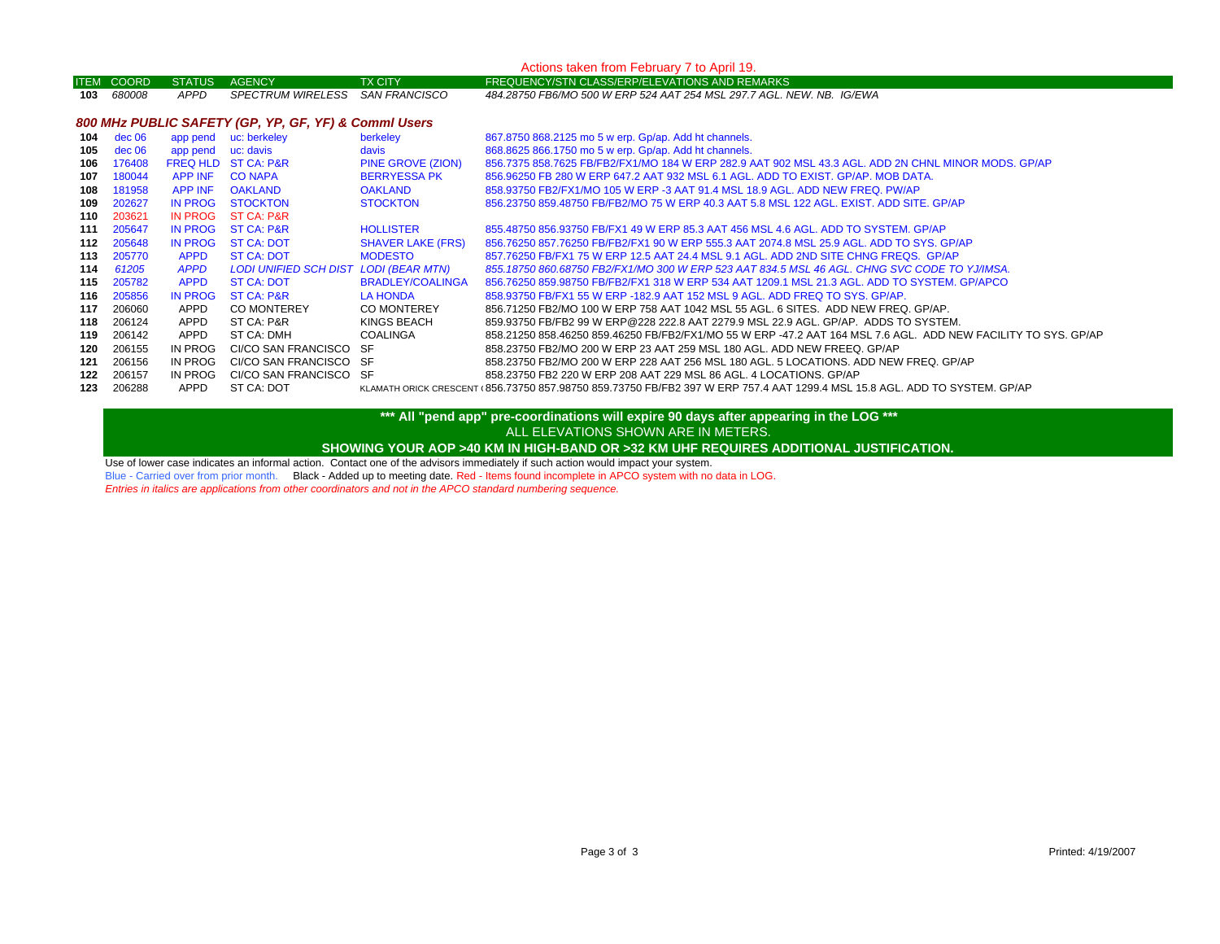Actions taken from February 7 to April 19.

| ITEM | COORD | STATUS | AGENCY | TX CITY | FREQUENCY/STN CLASS/ERP/ELEVATIONS AND REMARKS |
|---|---|---|---|---|---|
| 103 | *680008* | *APPD* | *SPECTRUM WIRELESS* | *SAN FRANCISCO* | *484.28750 FB6/MO 500 W ERP 524 AAT 254 MSL 297.7 AGL. NEW. NB. IG/EWA* |

### *800 MHz PUBLIC SAFETY (GP, YP, GF, YF) & Comml Users*

| ITEM | COORD | STATUS | AGENCY | TX CITY | FREQUENCY/STN CLASS/ERP/ELEVATIONS AND REMARKS |
|---|---|---|---|---|---|
| 104 | dec 06 | app pend | uc: berkeley | berkeley | 867.8750 868.2125 mo 5 w erp. Gp/ap. Add ht channels. |
| 105 | dec 06 | app pend | uc: davis | davis | 868.8625 866.1750 mo 5 w erp. Gp/ap. Add ht channels. |
| 106 | 176408 | FREQ HLD | ST CA: P&R | PINE GROVE (ZION) | 856.7375 858.7625 FB/FB2/FX1/MO 184 W ERP 282.9 AAT 902 MSL 43.3 AGL. ADD 2N CHNL MINOR MODS. GP/AP |
| 107 | 180044 | APP INF | CO NAPA | BERRYESSA PK | 856.96250 FB 280 W ERP 647.2 AAT 932 MSL 6.1 AGL. ADD TO EXIST. GP/AP. MOB DATA. |
| 108 | 181958 | APP INF | OAKLAND | OAKLAND | 858.93750 FB2/FX1/MO 105 W ERP -3 AAT 91.4 MSL 18.9 AGL. ADD NEW FREQ. PW/AP |
| 109 | 202627 | IN PROG | STOCKTON | STOCKTON | 856.23750 859.48750 FB/FB2/MO 75 W ERP 40.3 AAT 5.8 MSL 122 AGL. EXIST. ADD SITE. GP/AP |
| 110 | 203621 | IN PROG | ST CA: P&R | | |
| 111 | 205647 | IN PROG | ST CA: P&R | HOLLISTER | 855.48750 856.93750 FB/FX1 49 W ERP 85.3 AAT 456 MSL 4.6 AGL. ADD TO SYSTEM. GP/AP |
| 112 | 205648 | IN PROG | ST CA: DOT | SHAVER LAKE (FRS) | 856.76250 857.76250 FB/FB2/FX1 90 W ERP 555.3 AAT 2074.8 MSL 25.9 AGL. ADD TO SYS. GP/AP |
| 113 | 205770 | APPD | ST CA: DOT | MODESTO | 857.76250 FB/FX1 75 W ERP 12.5 AAT 24.4 MSL 9.1 AGL. ADD 2ND SITE CHNG FREQS. GP/AP |
| 114 | *61205* | *APPD* | *LODI UNIFIED SCH DIST* | *LODI (BEAR MTN)* | *855.18750 860.68750 FB2/FX1/MO 300 W ERP 523 AAT 834.5 MSL 46 AGL. CHNG SVC CODE TO YJ/IMSA.* |
| 115 | 205782 | APPD | ST CA: DOT | BRADLEY/COALINGA | 856.76250 859.98750 FB/FB2/FX1 318 W ERP 534 AAT 1209.1 MSL 21.3 AGL. ADD TO SYSTEM. GP/APCO |
| 116 | 205856 | IN PROG | ST CA: P&R | LA HONDA | 858.93750 FB/FX1 55 W ERP -182.9 AAT 152 MSL 9 AGL. ADD FREQ TO SYS. GP/AP. |
| 117 | 206060 | APPD | CO MONTEREY | CO MONTEREY | 856.71250 FB2/MO 100 W ERP 758 AAT 1042 MSL 55 AGL. 6 SITES. ADD NEW FREQ. GP/AP. |
| 118 | 206124 | APPD | ST CA: P&R | KINGS BEACH | 859.93750 FB/FB2 99 W ERP@228 222.8 AAT 2279.9 MSL 22.9 AGL. GP/AP. ADDS TO SYSTEM. |
| 119 | 206142 | APPD | ST CA: DMH | COALINGA | 858.21250 858.46250 859.46250 FB/FB2/FX1/MO 55 W ERP -47.2 AAT 164 MSL 7.6 AGL. ADD NEW FACILITY TO SYS. GP/AP |
| 120 | 206155 | IN PROG | CI/CO SAN FRANCISCO | SF | 858.23750 FB2/MO 200 W ERP 23 AAT 259 MSL 180 AGL. ADD NEW FREEQ. GP/AP |
| 121 | 206156 | IN PROG | CI/CO SAN FRANCISCO | SF | 858.23750 FB2/MO 200 W ERP 228 AAT 256 MSL 180 AGL. 5 LOCATIONS. ADD NEW FREQ. GP/AP |
| 122 | 206157 | IN PROG | CI/CO SAN FRANCISCO | SF | 858.23750 FB2 220 W ERP 208 AAT 229 MSL 86 AGL. 4 LOCATIONS. GP/AP |
| 123 | 206288 | APPD | ST CA: DOT | KLAMATH ORICK CRESCENT ( | 856.73750 857.98750 859.73750 FB/FB2 397 W ERP 757.4 AAT 1299.4 MSL 15.8 AGL. ADD TO SYSTEM. GP/AP |

**\*\*\* All "pend app" pre-coordinations will expire 90 days after appearing in the LOG \*\*\***

ALL ELEVATIONS SHOWN ARE IN METERS.

**SHOWING YOUR AOP >40 KM IN HIGH-BAND OR >32 KM UHF REQUIRES ADDITIONAL JUSTIFICATION.**

Use of lower case indicates an informal action. Contact one of the advisors immediately if such action would impact your system.

Blue - Carried over from prior month. Black - Added up to meeting date. Red - Items found incomplete in APCO system with no data in LOG.

*Entries in italics are applications from other coordinators and not in the APCO standard numbering sequence.*

Printed: 4/19/2007